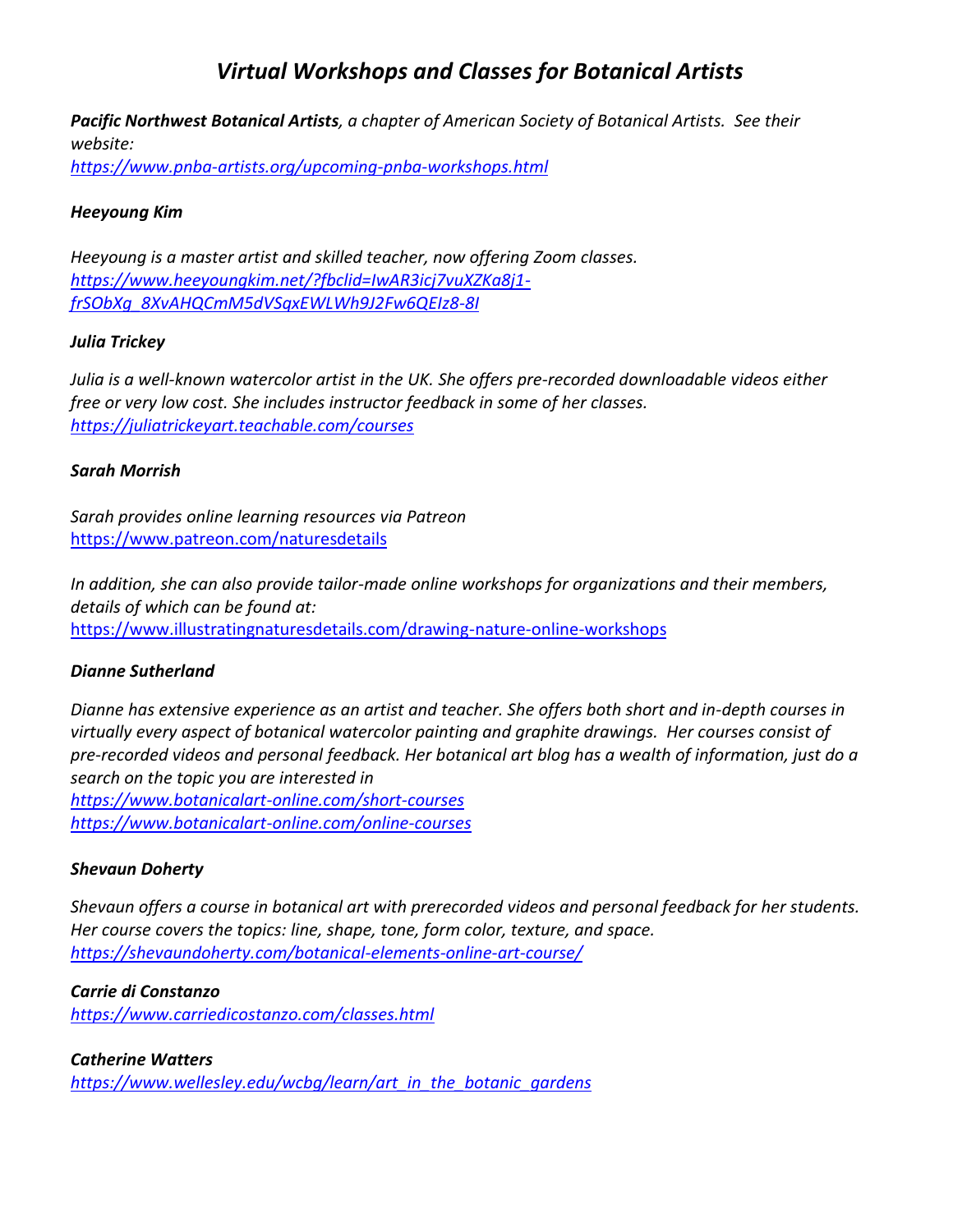# *Virtual Workshops and Classes for Botanical Artists*

***Pacific Northwest Botanical Artists**, a chapter of American Society of Botanical Artists. See their website:*
*https://www.pnba-artists.org/upcoming-pnba-workshops.html*

***Heeyoung Kim***

*Heeyoung is a master artist and skilled teacher, now offering Zoom classes.*
*https://www.heeyoungkim.net/?fbclid=IwAR3icj7vuXZKa8j1-frSObXg_8XvAHQCmM5dVSqxEWLWh9J2Fw6QEIz8-8I*

***Julia Trickey***

*Julia is a well-known watercolor artist in the UK. She offers pre-recorded downloadable videos either free or very low cost. She includes instructor feedback in some of her classes.*
*https://juliatrickeyart.teachable.com/courses*

***Sarah Morrish***

*Sarah provides online learning resources via Patreon*
https://www.patreon.com/naturesdetails

*In addition, she can also provide tailor-made online workshops for organizations and their members, details of which can be found at:*
https://www.illustratingnaturesdetails.com/drawing-nature-online-workshops

***Dianne Sutherland***

*Dianne has extensive experience as an artist and teacher. She offers both short and in-depth courses in virtually every aspect of botanical watercolor painting and graphite drawings. Her courses consist of pre-recorded videos and personal feedback. Her botanical art blog has a wealth of information, just do a search on the topic you are interested in*
*https://www.botanicalart-online.com/short-courses*
*https://www.botanicalart-online.com/online-courses*

***Shevaun Doherty***

*Shevaun offers a course in botanical art with prerecorded videos and personal feedback for her students. Her course covers the topics: line, shape, tone, form color, texture, and space.*
*https://shevaundoherty.com/botanical-elements-online-art-course/*

***Carrie di Constanzo***
*https://www.carriedicostanzo.com/classes.html*

***Catherine Watters***
*https://www.wellesley.edu/wcbg/learn/art_in_the_botanic_gardens*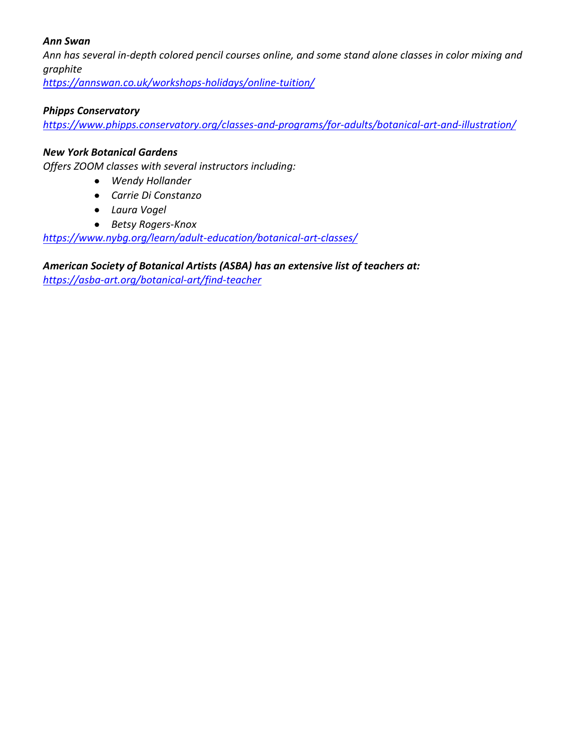***Ann Swan***

*Ann has several in-depth colored pencil courses online, and some stand alone classes in color mixing and graphite*

*[https://annswan.co.uk/workshops-holidays/online-tuition/](https://annswan.co.uk/workshops-holidays/online-tuition/)*

***Phipps Conservatory***

*[https://www.phipps.conservatory.org/classes-and-programs/for-adults/botanical-art-and-illustration/](https://www.phipps.conservatory.org/classes-and-programs/for-adults/botanical-art-and-illustration/)*

***New York Botanical Gardens***

*Offers ZOOM classes with several instructors including:*

- *Wendy Hollander*
- *Carrie Di Constanzo*
- *Laura Vogel*
- *Betsy Rogers-Knox*

*[https://www.nybg.org/learn/adult-education/botanical-art-classes/](https://www.nybg.org/learn/adult-education/botanical-art-classes/)*

***American Society of Botanical Artists (ASBA) has an extensive list of teachers at:***

*[https://asba-art.org/botanical-art/find-teacher](https://asba-art.org/botanical-art/find-teacher)*